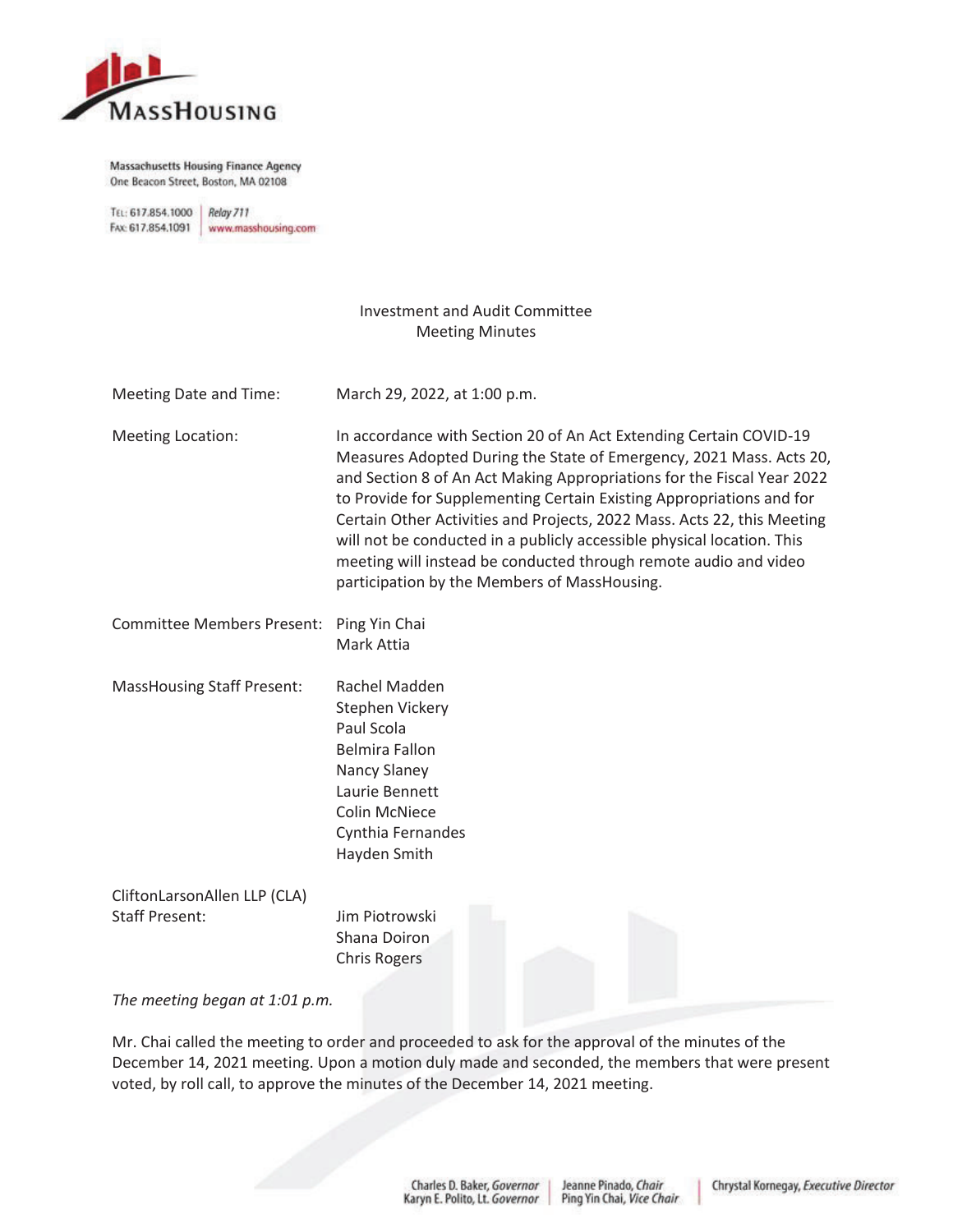MassHousing

Massachusetts Housing Finance Agency
One Beacon Street, Boston, MA 02108

TEL: 617.854.1000 | Relay 711
FAX: 617.854.1091 | www.masshousing.com

# Investment and Audit Committee
## Meeting Minutes

Meeting Date and Time: March 29, 2022, at 1:00 p.m.

Meeting Location: In accordance with Section 20 of An Act Extending Certain COVID-19 Measures Adopted During the State of Emergency, 2021 Mass. Acts 20, and Section 8 of An Act Making Appropriations for the Fiscal Year 2022 to Provide for Supplementing Certain Existing Appropriations and for Certain Other Activities and Projects, 2022 Mass. Acts 22, this Meeting will not be conducted in a publicly accessible physical location. This meeting will instead be conducted through remote audio and video participation by the Members of MassHousing.

Committee Members Present:
Ping Yin Chai
Mark Attia

MassHousing Staff Present:
Rachel Madden
Stephen Vickery
Paul Scola
Belmira Fallon
Nancy Slaney
Laurie Bennett
Colin McNiece
Cynthia Fernandes
Hayden Smith

CliftonLarsonAllen LLP (CLA) Staff Present:
Jim Piotrowski
Shana Doiron
Chris Rogers

*The meeting began at 1:01 p.m.*

Mr. Chai called the meeting to order and proceeded to ask for the approval of the minutes of the December 14, 2021 meeting. Upon a motion duly made and seconded, the members that were present voted, by roll call, to approve the minutes of the December 14, 2021 meeting.

Charles D. Baker, *Governor* | Karyn E. Polito, *Lt. Governor* | Jeanne Pinado, *Chair* | Ping Yin Chai, *Vice Chair* | Chrystal Kornegay, *Executive Director*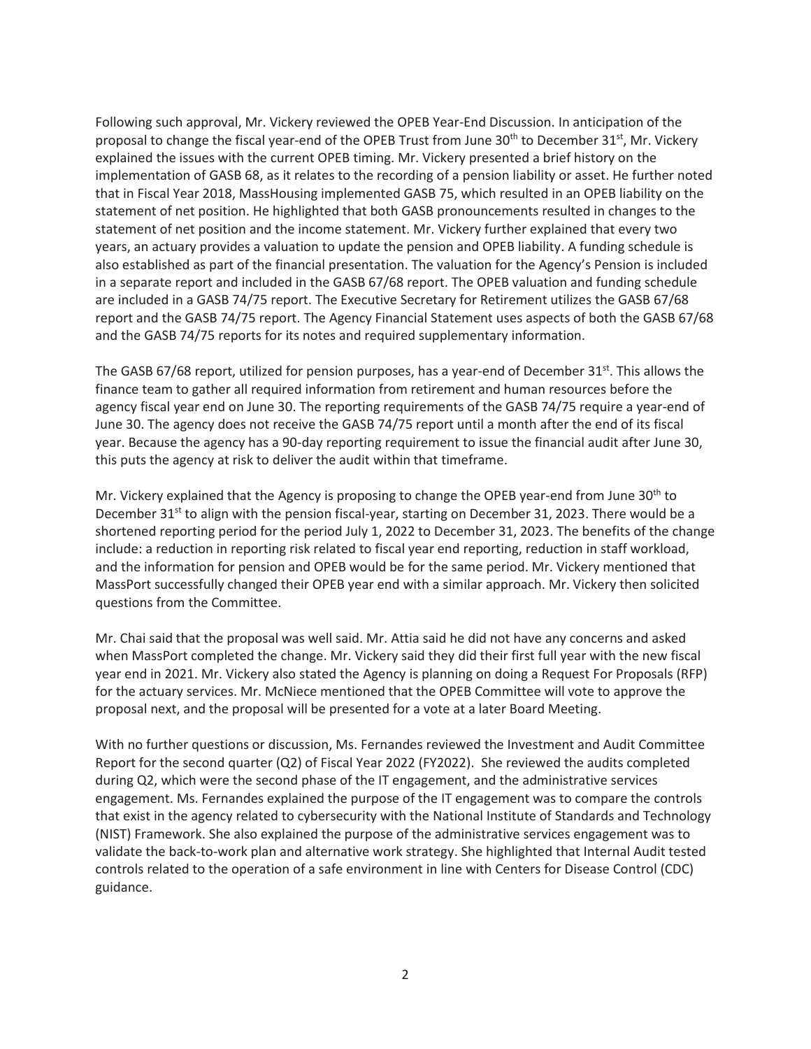Following such approval, Mr. Vickery reviewed the OPEB Year-End Discussion. In anticipation of the proposal to change the fiscal year-end of the OPEB Trust from June 30th to December 31st, Mr. Vickery explained the issues with the current OPEB timing. Mr. Vickery presented a brief history on the implementation of GASB 68, as it relates to the recording of a pension liability or asset. He further noted that in Fiscal Year 2018, MassHousing implemented GASB 75, which resulted in an OPEB liability on the statement of net position. He highlighted that both GASB pronouncements resulted in changes to the statement of net position and the income statement. Mr. Vickery further explained that every two years, an actuary provides a valuation to update the pension and OPEB liability. A funding schedule is also established as part of the financial presentation. The valuation for the Agency's Pension is included in a separate report and included in the GASB 67/68 report. The OPEB valuation and funding schedule are included in a GASB 74/75 report. The Executive Secretary for Retirement utilizes the GASB 67/68 report and the GASB 74/75 report. The Agency Financial Statement uses aspects of both the GASB 67/68 and the GASB 74/75 reports for its notes and required supplementary information.

The GASB 67/68 report, utilized for pension purposes, has a year-end of December 31st. This allows the finance team to gather all required information from retirement and human resources before the agency fiscal year end on June 30. The reporting requirements of the GASB 74/75 require a year-end of June 30. The agency does not receive the GASB 74/75 report until a month after the end of its fiscal year. Because the agency has a 90-day reporting requirement to issue the financial audit after June 30, this puts the agency at risk to deliver the audit within that timeframe.

Mr. Vickery explained that the Agency is proposing to change the OPEB year-end from June 30th to December 31st to align with the pension fiscal-year, starting on December 31, 2023. There would be a shortened reporting period for the period July 1, 2022 to December 31, 2023. The benefits of the change include: a reduction in reporting risk related to fiscal year end reporting, reduction in staff workload, and the information for pension and OPEB would be for the same period. Mr. Vickery mentioned that MassPort successfully changed their OPEB year end with a similar approach. Mr. Vickery then solicited questions from the Committee.

Mr. Chai said that the proposal was well said. Mr. Attia said he did not have any concerns and asked when MassPort completed the change. Mr. Vickery said they did their first full year with the new fiscal year end in 2021. Mr. Vickery also stated the Agency is planning on doing a Request For Proposals (RFP) for the actuary services. Mr. McNiece mentioned that the OPEB Committee will vote to approve the proposal next, and the proposal will be presented for a vote at a later Board Meeting.

With no further questions or discussion, Ms. Fernandes reviewed the Investment and Audit Committee Report for the second quarter (Q2) of Fiscal Year 2022 (FY2022). She reviewed the audits completed during Q2, which were the second phase of the IT engagement, and the administrative services engagement. Ms. Fernandes explained the purpose of the IT engagement was to compare the controls that exist in the agency related to cybersecurity with the National Institute of Standards and Technology (NIST) Framework. She also explained the purpose of the administrative services engagement was to validate the back-to-work plan and alternative work strategy. She highlighted that Internal Audit tested controls related to the operation of a safe environment in line with Centers for Disease Control (CDC) guidance.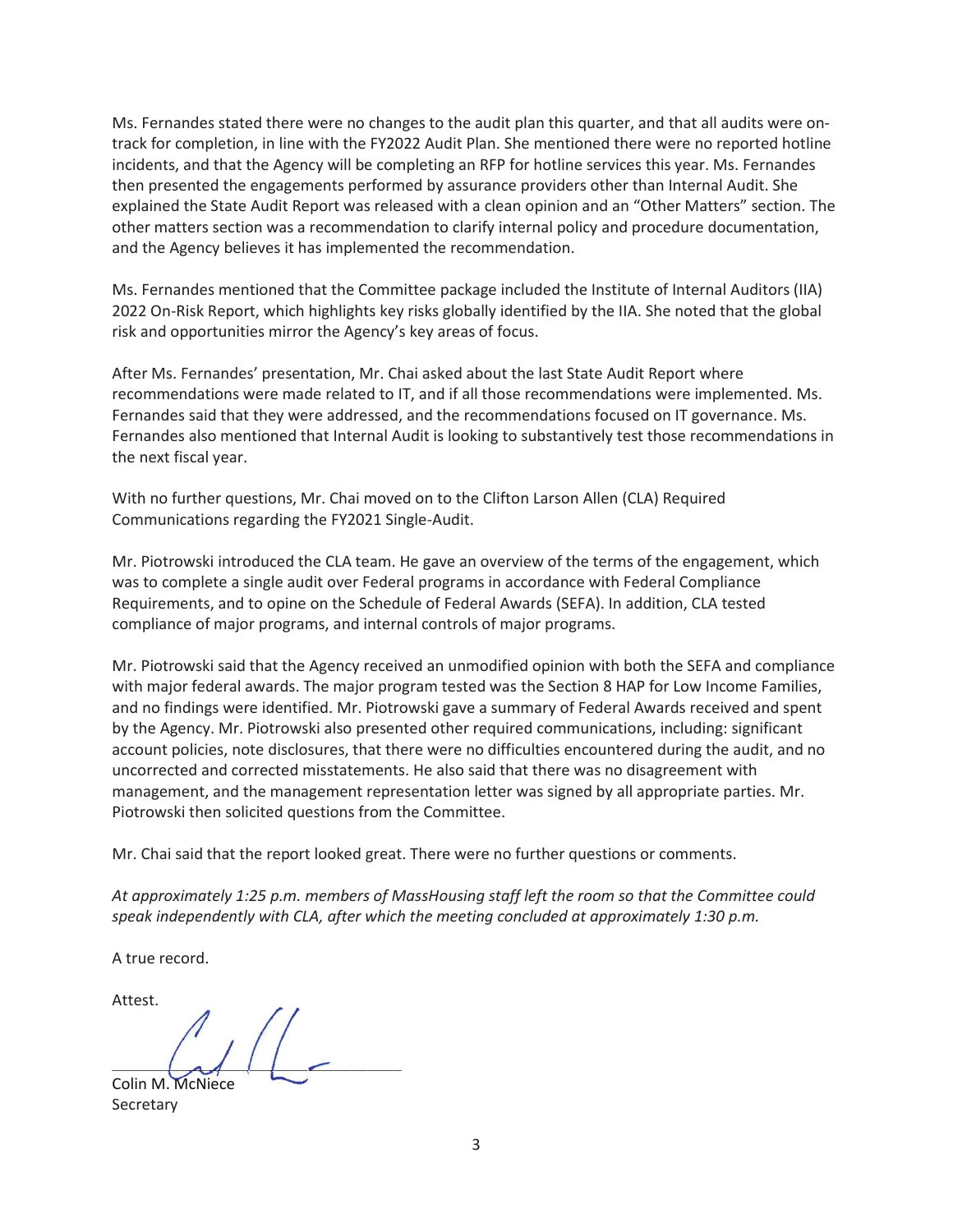Ms. Fernandes stated there were no changes to the audit plan this quarter, and that all audits were on-track for completion, in line with the FY2022 Audit Plan. She mentioned there were no reported hotline incidents, and that the Agency will be completing an RFP for hotline services this year. Ms. Fernandes then presented the engagements performed by assurance providers other than Internal Audit. She explained the State Audit Report was released with a clean opinion and an "Other Matters" section. The other matters section was a recommendation to clarify internal policy and procedure documentation, and the Agency believes it has implemented the recommendation.

Ms. Fernandes mentioned that the Committee package included the Institute of Internal Auditors (IIA) 2022 On-Risk Report, which highlights key risks globally identified by the IIA. She noted that the global risk and opportunities mirror the Agency's key areas of focus.

After Ms. Fernandes' presentation, Mr. Chai asked about the last State Audit Report where recommendations were made related to IT, and if all those recommendations were implemented. Ms. Fernandes said that they were addressed, and the recommendations focused on IT governance. Ms. Fernandes also mentioned that Internal Audit is looking to substantively test those recommendations in the next fiscal year.

With no further questions, Mr. Chai moved on to the Clifton Larson Allen (CLA) Required Communications regarding the FY2021 Single-Audit.

Mr. Piotrowski introduced the CLA team. He gave an overview of the terms of the engagement, which was to complete a single audit over Federal programs in accordance with Federal Compliance Requirements, and to opine on the Schedule of Federal Awards (SEFA). In addition, CLA tested compliance of major programs, and internal controls of major programs.

Mr. Piotrowski said that the Agency received an unmodified opinion with both the SEFA and compliance with major federal awards. The major program tested was the Section 8 HAP for Low Income Families, and no findings were identified. Mr. Piotrowski gave a summary of Federal Awards received and spent by the Agency. Mr. Piotrowski also presented other required communications, including: significant account policies, note disclosures, that there were no difficulties encountered during the audit, and no uncorrected and corrected misstatements. He also said that there was no disagreement with management, and the management representation letter was signed by all appropriate parties. Mr. Piotrowski then solicited questions from the Committee.

Mr. Chai said that the report looked great. There were no further questions or comments.

*At approximately 1:25 p.m. members of MassHousing staff left the room so that the Committee could speak independently with CLA, after which the meeting concluded at approximately 1:30 p.m.*

A true record.

Attest.

Colin M. McNiece
Secretary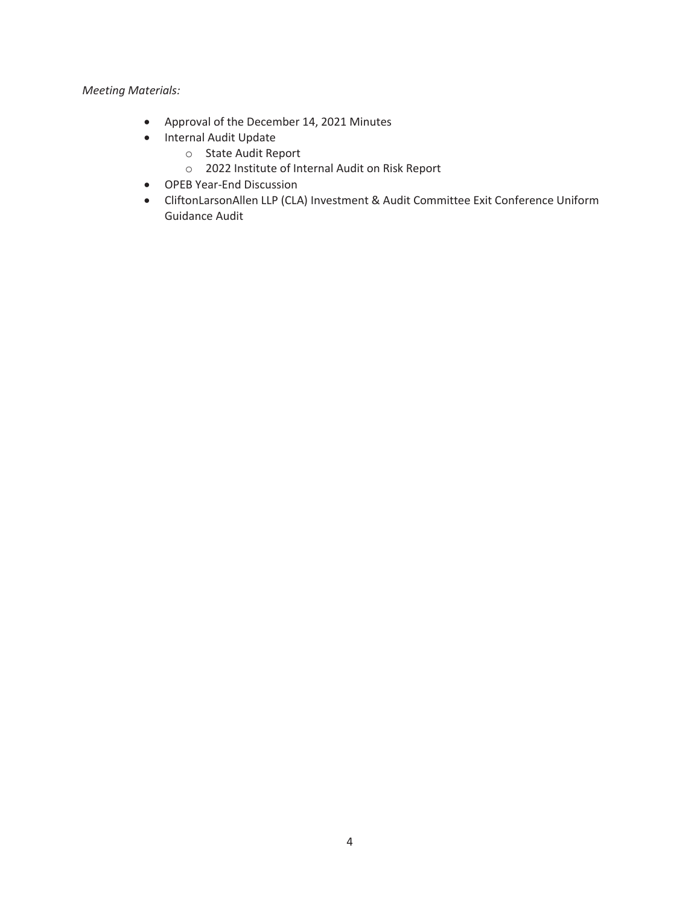*Meeting Materials:*

- Approval of the December 14, 2021 Minutes
- Internal Audit Update
  - State Audit Report
  - 2022 Institute of Internal Audit on Risk Report
- OPEB Year-End Discussion
- CliftonLarsonAllen LLP (CLA) Investment & Audit Committee Exit Conference Uniform Guidance Audit